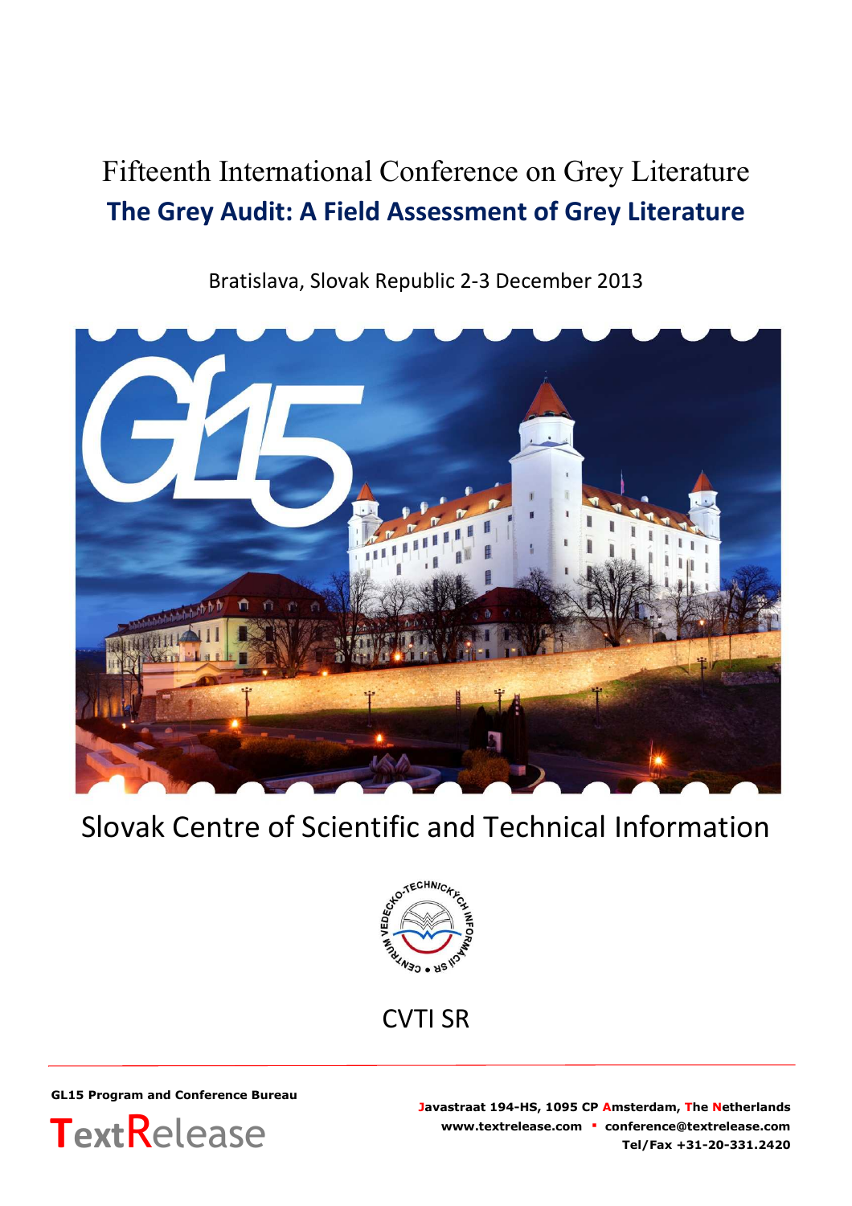# Fifteenth International Conference on Grey Literature

## The Grey Audit: A Field Assessment of Grey Literature

Bratislava, Slovak Republic 2-3 December 2013

Slovak Centre of Scientific and Technical Information

CVTI SR

**GL15 Program and Conference Bureau**

TextRelease

**Javastraat 194-HS, 1095 CP Amsterdam, The Netherlands**
**www.textrelease.com ▪ conference@textrelease.com**
**Tel/Fax +31-20-331.2420**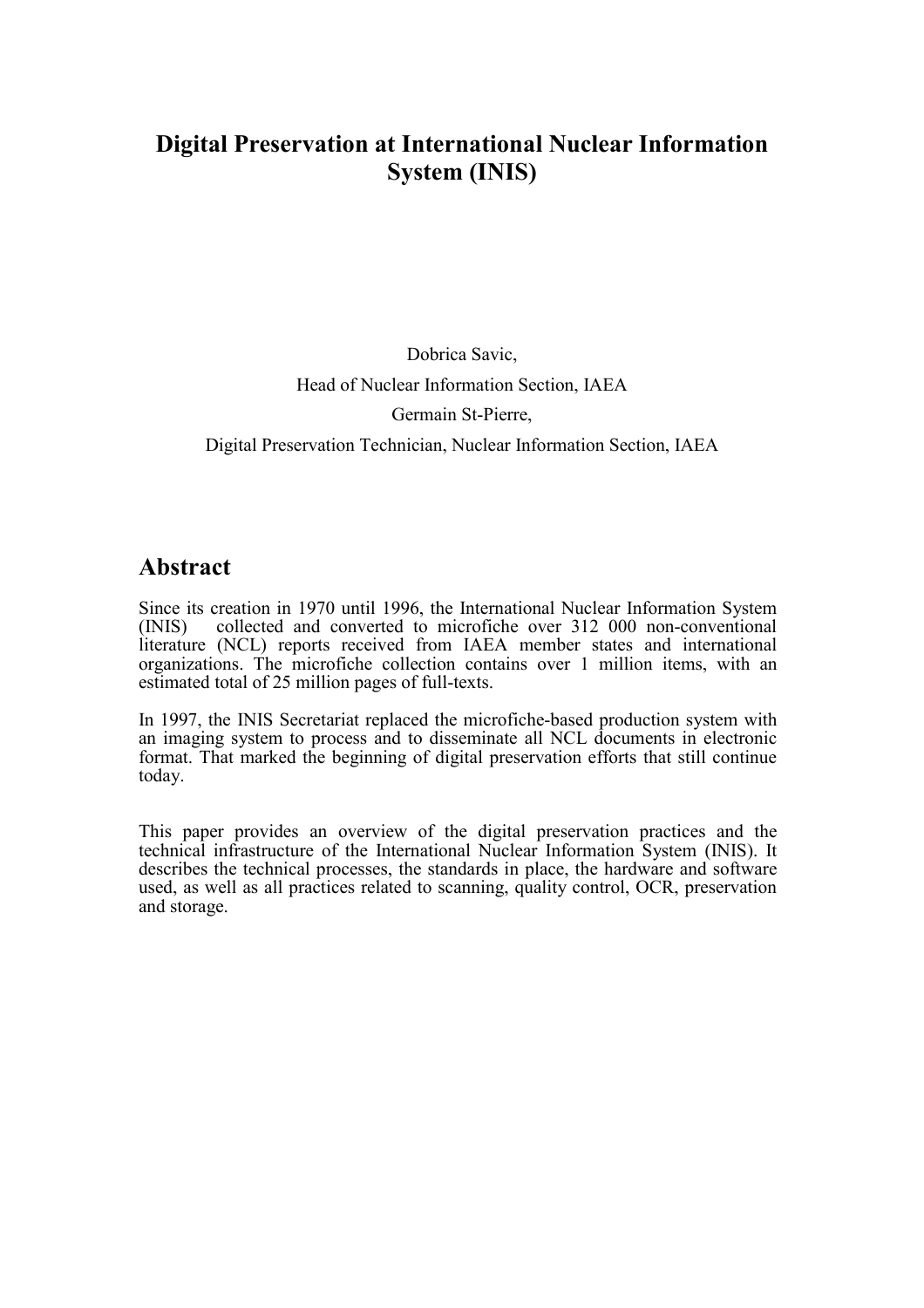# Digital Preservation at International Nuclear Information System (INIS)

Dobrica Savic,

Head of Nuclear Information Section, IAEA

Germain St-Pierre,

Digital Preservation Technician, Nuclear Information Section, IAEA

## Abstract

Since its creation in 1970 until 1996, the International Nuclear Information System (INIS) collected and converted to microfiche over 312 000 non-conventional literature (NCL) reports received from IAEA member states and international organizations. The microfiche collection contains over 1 million items, with an estimated total of 25 million pages of full-texts.

In 1997, the INIS Secretariat replaced the microfiche-based production system with an imaging system to process and to disseminate all NCL documents in electronic format. That marked the beginning of digital preservation efforts that still continue today.

This paper provides an overview of the digital preservation practices and the technical infrastructure of the International Nuclear Information System (INIS). It describes the technical processes, the standards in place, the hardware and software used, as well as all practices related to scanning, quality control, OCR, preservation and storage.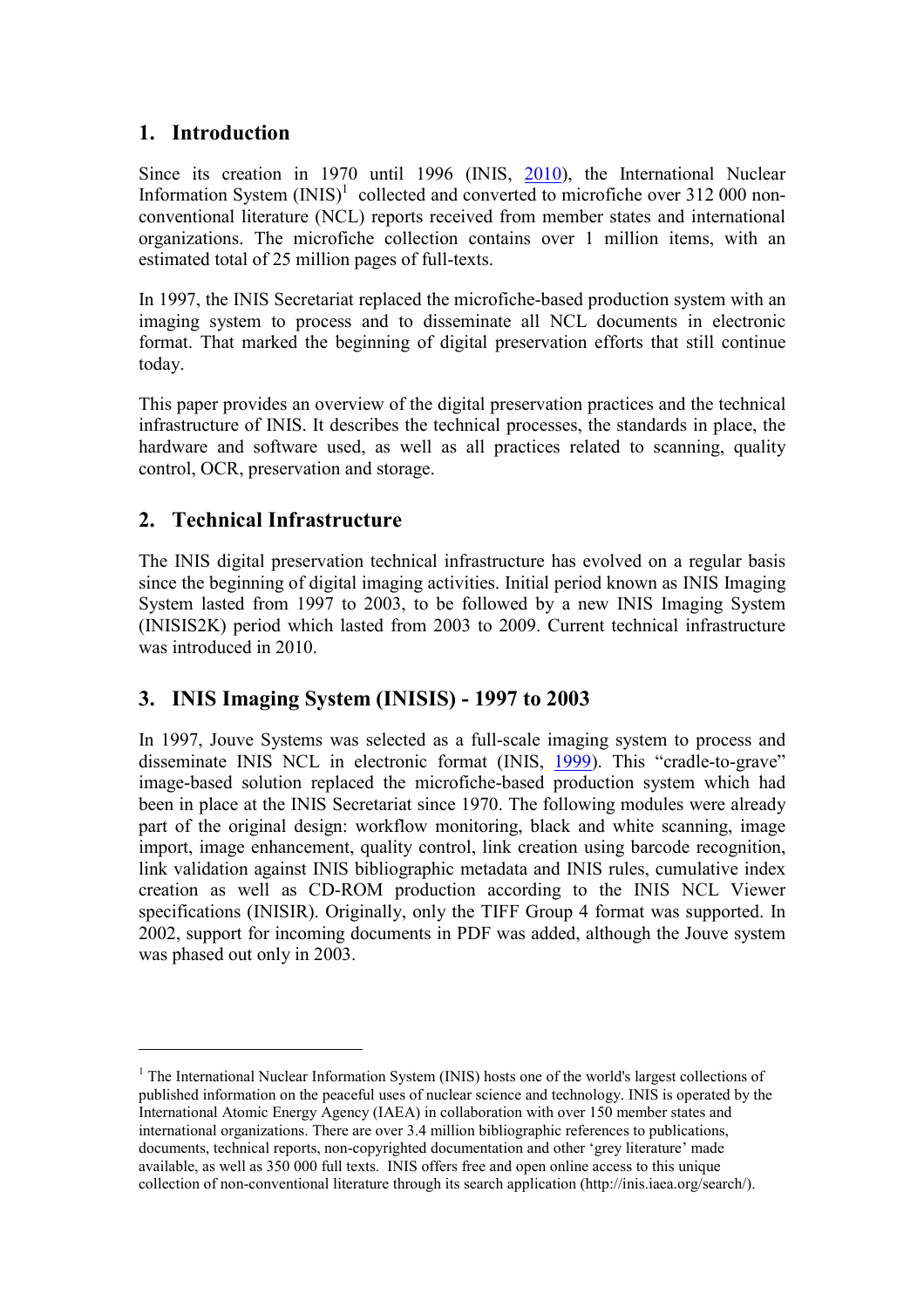## 1. Introduction

Since its creation in 1970 until 1996 (INIS, 2010), the International Nuclear Information System (INIS)[1] collected and converted to microfiche over 312 000 non-conventional literature (NCL) reports received from member states and international organizations. The microfiche collection contains over 1 million items, with an estimated total of 25 million pages of full-texts.

In 1997, the INIS Secretariat replaced the microfiche-based production system with an imaging system to process and to disseminate all NCL documents in electronic format. That marked the beginning of digital preservation efforts that still continue today.

This paper provides an overview of the digital preservation practices and the technical infrastructure of INIS. It describes the technical processes, the standards in place, the hardware and software used, as well as all practices related to scanning, quality control, OCR, preservation and storage.

## 2. Technical Infrastructure

The INIS digital preservation technical infrastructure has evolved on a regular basis since the beginning of digital imaging activities. Initial period known as INIS Imaging System lasted from 1997 to 2003, to be followed by a new INIS Imaging System (INISIS2K) period which lasted from 2003 to 2009. Current technical infrastructure was introduced in 2010.

## 3. INIS Imaging System (INISIS) - 1997 to 2003

In 1997, Jouve Systems was selected as a full-scale imaging system to process and disseminate INIS NCL in electronic format (INIS, 1999). This "cradle-to-grave" image-based solution replaced the microfiche-based production system which had been in place at the INIS Secretariat since 1970. The following modules were already part of the original design: workflow monitoring, black and white scanning, image import, image enhancement, quality control, link creation using barcode recognition, link validation against INIS bibliographic metadata and INIS rules, cumulative index creation as well as CD-ROM production according to the INIS NCL Viewer specifications (INISIR). Originally, only the TIFF Group 4 format was supported. In 2002, support for incoming documents in PDF was added, although the Jouve system was phased out only in 2003.

---

[1] The International Nuclear Information System (INIS) hosts one of the world's largest collections of published information on the peaceful uses of nuclear science and technology. INIS is operated by the International Atomic Energy Agency (IAEA) in collaboration with over 150 member states and international organizations. There are over 3.4 million bibliographic references to publications, documents, technical reports, non-copyrighted documentation and other 'grey literature' made available, as well as 350 000 full texts. INIS offers free and open online access to this unique collection of non-conventional literature through its search application (http://inis.iaea.org/search/).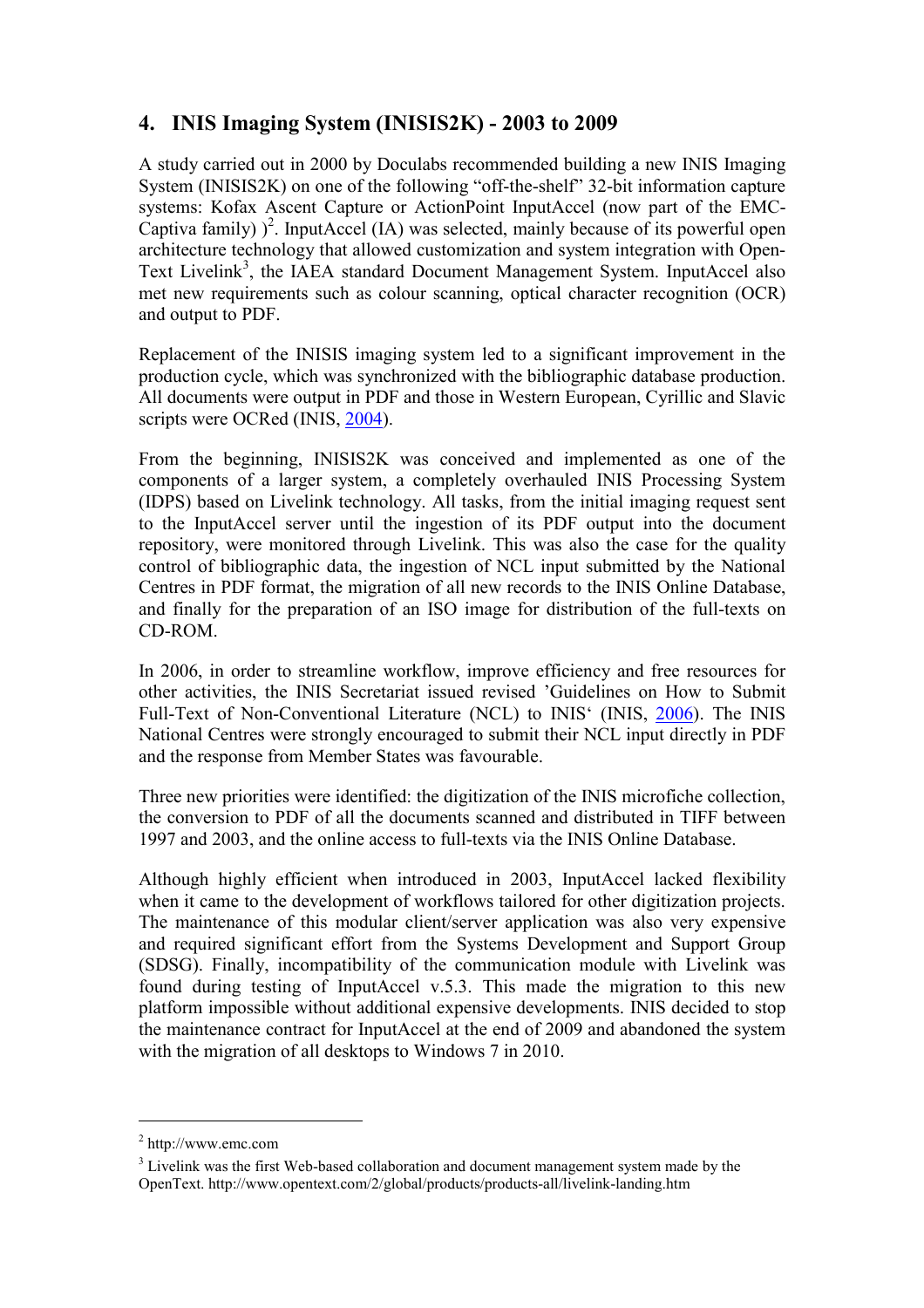## 4. INIS Imaging System (INISIS2K) - 2003 to 2009

A study carried out in 2000 by Doculabs recommended building a new INIS Imaging System (INISIS2K) on one of the following "off-the-shelf" 32-bit information capture systems: Kofax Ascent Capture or ActionPoint InputAccel (now part of the EMC-Captiva family) )[2]. InputAccel (IA) was selected, mainly because of its powerful open architecture technology that allowed customization and system integration with Open-Text Livelink[3], the IAEA standard Document Management System. InputAccel also met new requirements such as colour scanning, optical character recognition (OCR) and output to PDF.

Replacement of the INISIS imaging system led to a significant improvement in the production cycle, which was synchronized with the bibliographic database production. All documents were output in PDF and those in Western European, Cyrillic and Slavic scripts were OCRed (INIS, 2004).

From the beginning, INISIS2K was conceived and implemented as one of the components of a larger system, a completely overhauled INIS Processing System (IDPS) based on Livelink technology. All tasks, from the initial imaging request sent to the InputAccel server until the ingestion of its PDF output into the document repository, were monitored through Livelink. This was also the case for the quality control of bibliographic data, the ingestion of NCL input submitted by the National Centres in PDF format, the migration of all new records to the INIS Online Database, and finally for the preparation of an ISO image for distribution of the full-texts on CD-ROM.

In 2006, in order to streamline workflow, improve efficiency and free resources for other activities, the INIS Secretariat issued revised 'Guidelines on How to Submit Full-Text of Non-Conventional Literature (NCL) to INIS' (INIS, 2006). The INIS National Centres were strongly encouraged to submit their NCL input directly in PDF and the response from Member States was favourable.

Three new priorities were identified: the digitization of the INIS microfiche collection, the conversion to PDF of all the documents scanned and distributed in TIFF between 1997 and 2003, and the online access to full-texts via the INIS Online Database.

Although highly efficient when introduced in 2003, InputAccel lacked flexibility when it came to the development of workflows tailored for other digitization projects. The maintenance of this modular client/server application was also very expensive and required significant effort from the Systems Development and Support Group (SDSG). Finally, incompatibility of the communication module with Livelink was found during testing of InputAccel v.5.3. This made the migration to this new platform impossible without additional expensive developments. INIS decided to stop the maintenance contract for InputAccel at the end of 2009 and abandoned the system with the migration of all desktops to Windows 7 in 2010.

---

[2] http://www.emc.com

[3] Livelink was the first Web-based collaboration and document management system made by the OpenText. http://www.opentext.com/2/global/products/products-all/livelink-landing.htm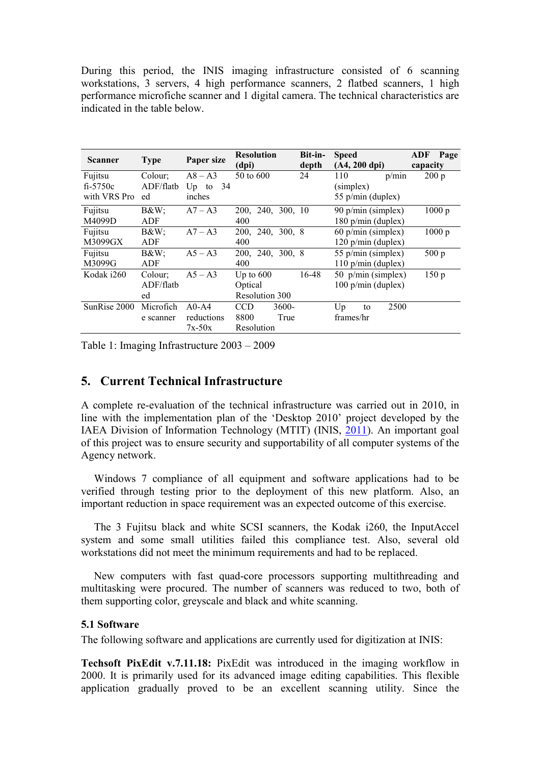During this period, the INIS imaging infrastructure consisted of 6 scanning workstations, 3 servers, 4 high performance scanners, 2 flatbed scanners, 1 high performance microfiche scanner and 1 digital camera. The technical characteristics are indicated in the table below.

| Scanner | Type | Paper size | Resolution (dpi) | Bit-in-depth | Speed (A4, 200 dpi) | ADF Page capacity |
|---|---|---|---|---|---|---|
| Fujitsu fi-5750c with VRS Pro | Colour; ADF/flatbed | A8 – A3 Up to 34 inches | 50 to 600 | 24 | 110 p/min (simplex) 55 p/min (duplex) | 200 p |
| Fujitsu M4099D | B&W; ADF | A7 – A3 | 200, 240, 300, 400 | 10 | 90 p/min (simplex) 180 p/min (duplex) | 1000 p |
| Fujitsu M3099GX | B&W; ADF | A7 – A3 | 200, 240, 300, 400 | 8 | 60 p/min (simplex) 120 p/min (duplex) | 1000 p |
| Fujitsu M3099G | B&W; ADF | A5 – A3 | 200, 240, 300, 400 | 8 | 55 p/min (simplex) 110 p/min (duplex) | 500 p |
| Kodak i260 | Colour; ADF/flatbed | A5 – A3 | Up to 600 Optical Resolution 300 | 16-48 | 50 p/min (simplex) 100 p/min (duplex) | 150 p |
| SunRise 2000 | Microfiche scanner | A0-A4 reductions 7x-50x | CCD 3600-8800 True Resolution | | Up to 2500 frames/hr | |

Table 1: Imaging Infrastructure 2003 – 2009

## 5. Current Technical Infrastructure

A complete re-evaluation of the technical infrastructure was carried out in 2010, in line with the implementation plan of the 'Desktop 2010' project developed by the IAEA Division of Information Technology (MTIT) (INIS, 2011). An important goal of this project was to ensure security and supportability of all computer systems of the Agency network.

Windows 7 compliance of all equipment and software applications had to be verified through testing prior to the deployment of this new platform. Also, an important reduction in space requirement was an expected outcome of this exercise.

The 3 Fujitsu black and white SCSI scanners, the Kodak i260, the InputAccel system and some small utilities failed this compliance test. Also, several old workstations did not meet the minimum requirements and had to be replaced.

New computers with fast quad-core processors supporting multithreading and multitasking were procured. The number of scanners was reduced to two, both of them supporting color, greyscale and black and white scanning.

### 5.1 Software

The following software and applications are currently used for digitization at INIS:

**Techsoft PixEdit v.7.11.18:** PixEdit was introduced in the imaging workflow in 2000. It is primarily used for its advanced image editing capabilities. This flexible application gradually proved to be an excellent scanning utility. Since the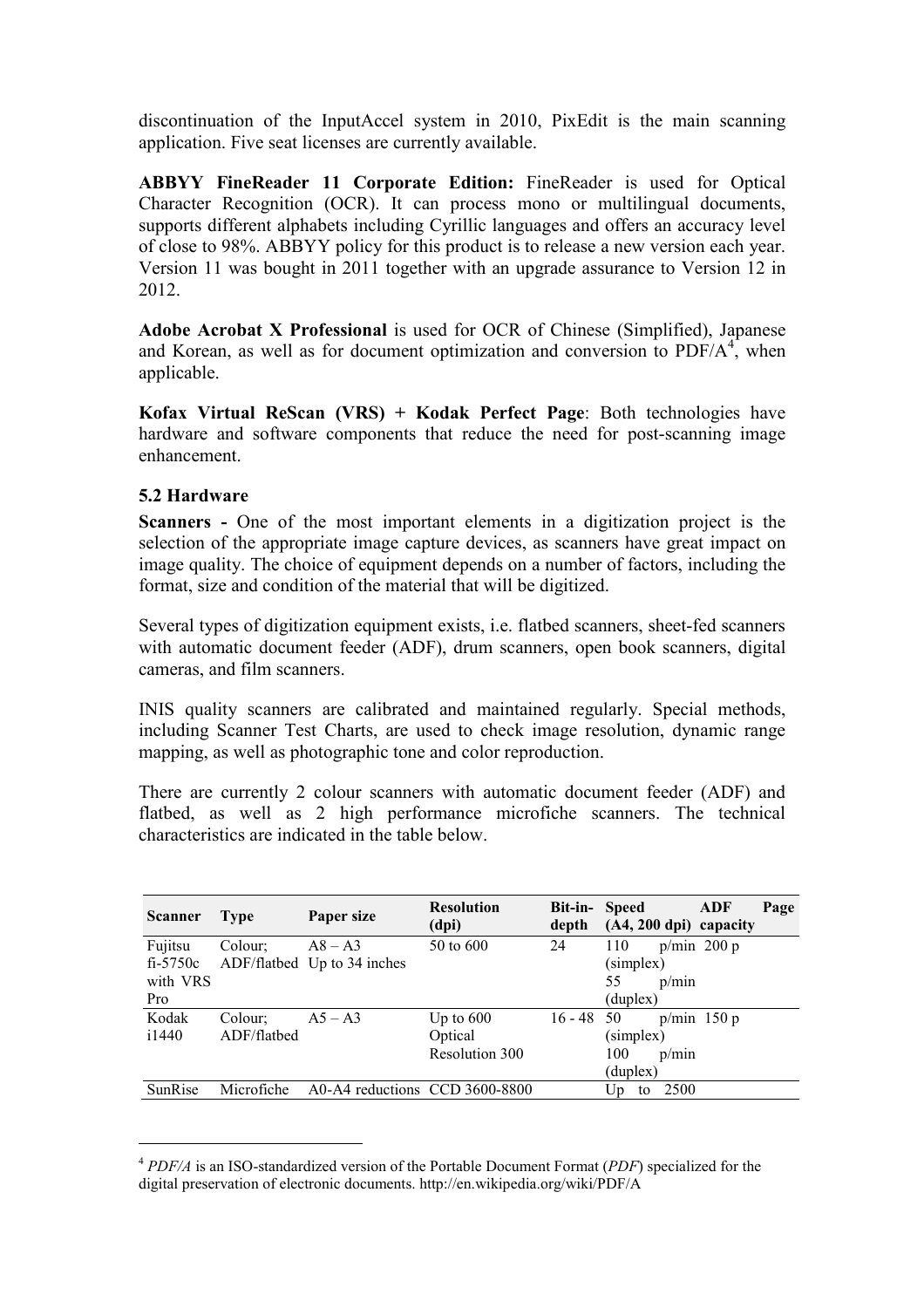discontinuation of the InputAccel system in 2010, PixEdit is the main scanning application. Five seat licenses are currently available.

**ABBYY FineReader 11 Corporate Edition:** FineReader is used for Optical Character Recognition (OCR). It can process mono or multilingual documents, supports different alphabets including Cyrillic languages and offers an accuracy level of close to 98%. ABBYY policy for this product is to release a new version each year. Version 11 was bought in 2011 together with an upgrade assurance to Version 12 in 2012.

**Adobe Acrobat X Professional** is used for OCR of Chinese (Simplified), Japanese and Korean, as well as for document optimization and conversion to PDF/A[4], when applicable.

**Kofax Virtual ReScan (VRS) + Kodak Perfect Page**: Both technologies have hardware and software components that reduce the need for post-scanning image enhancement.

### 5.2 Hardware

**Scanners -** One of the most important elements in a digitization project is the selection of the appropriate image capture devices, as scanners have great impact on image quality. The choice of equipment depends on a number of factors, including the format, size and condition of the material that will be digitized.

Several types of digitization equipment exists, i.e. flatbed scanners, sheet-fed scanners with automatic document feeder (ADF), drum scanners, open book scanners, digital cameras, and film scanners.

INIS quality scanners are calibrated and maintained regularly. Special methods, including Scanner Test Charts, are used to check image resolution, dynamic range mapping, as well as photographic tone and color reproduction.

There are currently 2 colour scanners with automatic document feeder (ADF) and flatbed, as well as 2 high performance microfiche scanners. The technical characteristics are indicated in the table below.

| Scanner | Type | Paper size | Resolution (dpi) | Bit-in-depth | Speed (A4, 200 dpi) | ADF Page capacity |
|---|---|---|---|---|---|---|
| Fujitsu fi-5750c with VRS Pro | Colour; ADF/flatbed | A8 – A3 Up to 34 inches | 50 to 600 | 24 | 110 p/min (simplex) 55 p/min (duplex) | 200 p |
| Kodak i1440 | Colour; ADF/flatbed | A5 – A3 | Up to 600 Optical Resolution 300 | 16 - 48 | 50 p/min (simplex) 100 p/min (duplex) | 150 p |
| SunRise | Microfiche | A0-A4 reductions | CCD 3600-8800 | | Up to 2500 | |

[4] *PDF/A* is an ISO-standardized version of the Portable Document Format (*PDF*) specialized for the digital preservation of electronic documents. http://en.wikipedia.org/wiki/PDF/A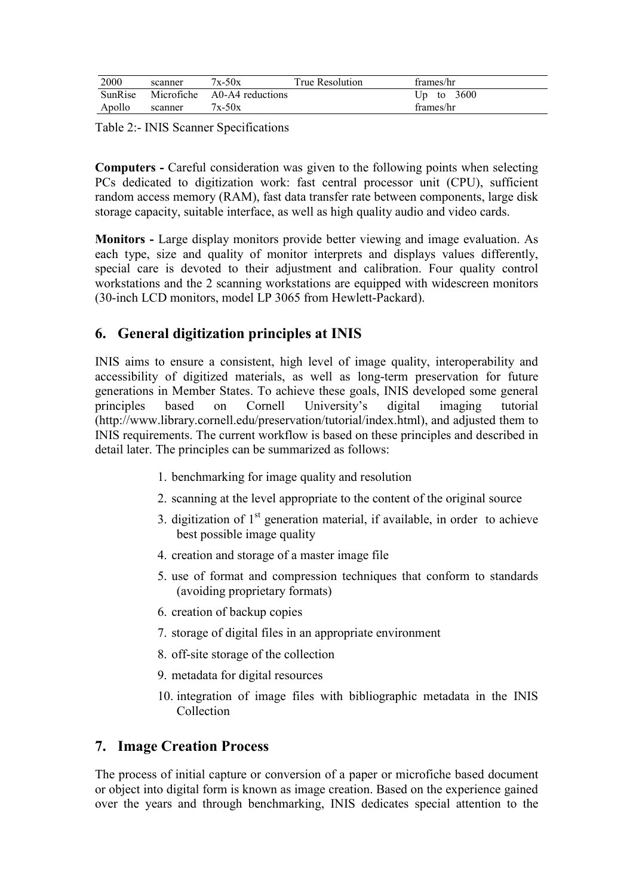| 2000 | scanner | 7x-50x | True Resolution | frames/hr |
|---|---|---|---|---|
| SunRise | Microfiche | A0-A4 reductions | | Up to 3600 |
| Apollo | scanner | 7x-50x | | frames/hr |

Table 2:- INIS Scanner Specifications

**Computers -** Careful consideration was given to the following points when selecting PCs dedicated to digitization work: fast central processor unit (CPU), sufficient random access memory (RAM), fast data transfer rate between components, large disk storage capacity, suitable interface, as well as high quality audio and video cards.

**Monitors -** Large display monitors provide better viewing and image evaluation. As each type, size and quality of monitor interprets and displays values differently, special care is devoted to their adjustment and calibration. Four quality control workstations and the 2 scanning workstations are equipped with widescreen monitors (30-inch LCD monitors, model LP 3065 from Hewlett-Packard).

## 6. General digitization principles at INIS

INIS aims to ensure a consistent, high level of image quality, interoperability and accessibility of digitized materials, as well as long-term preservation for future generations in Member States. To achieve these goals, INIS developed some general principles based on Cornell University's digital imaging tutorial (http://www.library.cornell.edu/preservation/tutorial/index.html), and adjusted them to INIS requirements. The current workflow is based on these principles and described in detail later. The principles can be summarized as follows:

1. benchmarking for image quality and resolution
2. scanning at the level appropriate to the content of the original source
3. digitization of 1st generation material, if available, in order to achieve best possible image quality
4. creation and storage of a master image file
5. use of format and compression techniques that conform to standards (avoiding proprietary formats)
6. creation of backup copies
7. storage of digital files in an appropriate environment
8. off-site storage of the collection
9. metadata for digital resources
10. integration of image files with bibliographic metadata in the INIS Collection

## 7. Image Creation Process

The process of initial capture or conversion of a paper or microfiche based document or object into digital form is known as image creation. Based on the experience gained over the years and through benchmarking, INIS dedicates special attention to the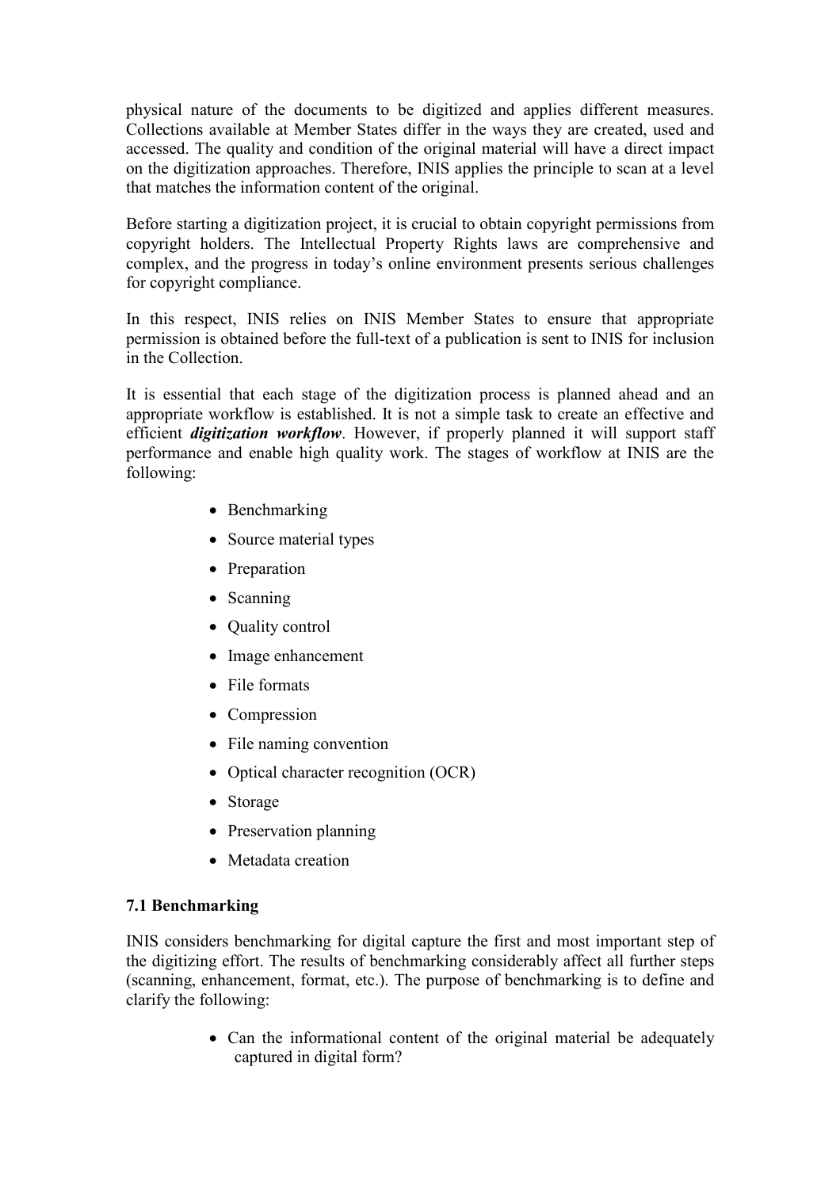physical nature of the documents to be digitized and applies different measures. Collections available at Member States differ in the ways they are created, used and accessed. The quality and condition of the original material will have a direct impact on the digitization approaches. Therefore, INIS applies the principle to scan at a level that matches the information content of the original.

Before starting a digitization project, it is crucial to obtain copyright permissions from copyright holders. The Intellectual Property Rights laws are comprehensive and complex, and the progress in today's online environment presents serious challenges for copyright compliance.

In this respect, INIS relies on INIS Member States to ensure that appropriate permission is obtained before the full-text of a publication is sent to INIS for inclusion in the Collection.

It is essential that each stage of the digitization process is planned ahead and an appropriate workflow is established. It is not a simple task to create an effective and efficient ***digitization workflow***. However, if properly planned it will support staff performance and enable high quality work. The stages of workflow at INIS are the following:

- Benchmarking
- Source material types
- Preparation
- Scanning
- Quality control
- Image enhancement
- File formats
- Compression
- File naming convention
- Optical character recognition (OCR)
- Storage
- Preservation planning
- Metadata creation

### 7.1 Benchmarking

INIS considers benchmarking for digital capture the first and most important step of the digitizing effort. The results of benchmarking considerably affect all further steps (scanning, enhancement, format, etc.). The purpose of benchmarking is to define and clarify the following:

- Can the informational content of the original material be adequately captured in digital form?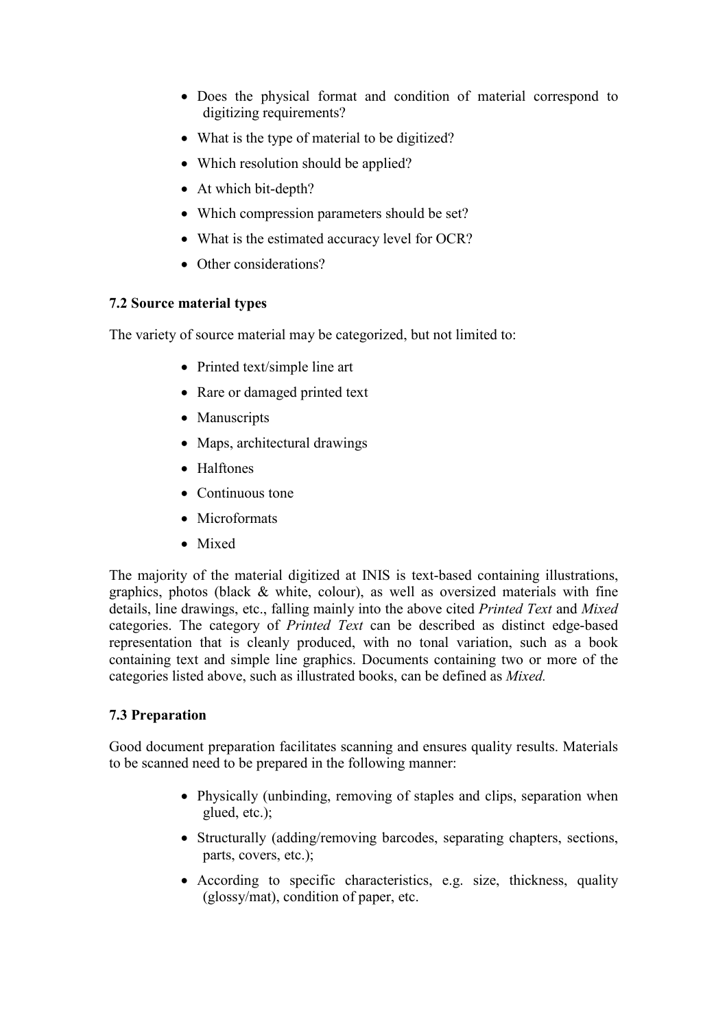- Does the physical format and condition of material correspond to digitizing requirements?
- What is the type of material to be digitized?
- Which resolution should be applied?
- At which bit-depth?
- Which compression parameters should be set?
- What is the estimated accuracy level for OCR?
- Other considerations?

### 7.2 Source material types

The variety of source material may be categorized, but not limited to:

- Printed text/simple line art
- Rare or damaged printed text
- Manuscripts
- Maps, architectural drawings
- Halftones
- Continuous tone
- Microformats
- Mixed

The majority of the material digitized at INIS is text-based containing illustrations, graphics, photos (black & white, colour), as well as oversized materials with fine details, line drawings, etc., falling mainly into the above cited *Printed Text* and *Mixed* categories. The category of *Printed Text* can be described as distinct edge-based representation that is cleanly produced, with no tonal variation, such as a book containing text and simple line graphics. Documents containing two or more of the categories listed above, such as illustrated books, can be defined as *Mixed.*

### 7.3 Preparation

Good document preparation facilitates scanning and ensures quality results. Materials to be scanned need to be prepared in the following manner:

- Physically (unbinding, removing of staples and clips, separation when glued, etc.);
- Structurally (adding/removing barcodes, separating chapters, sections, parts, covers, etc.);
- According to specific characteristics, e.g. size, thickness, quality (glossy/mat), condition of paper, etc.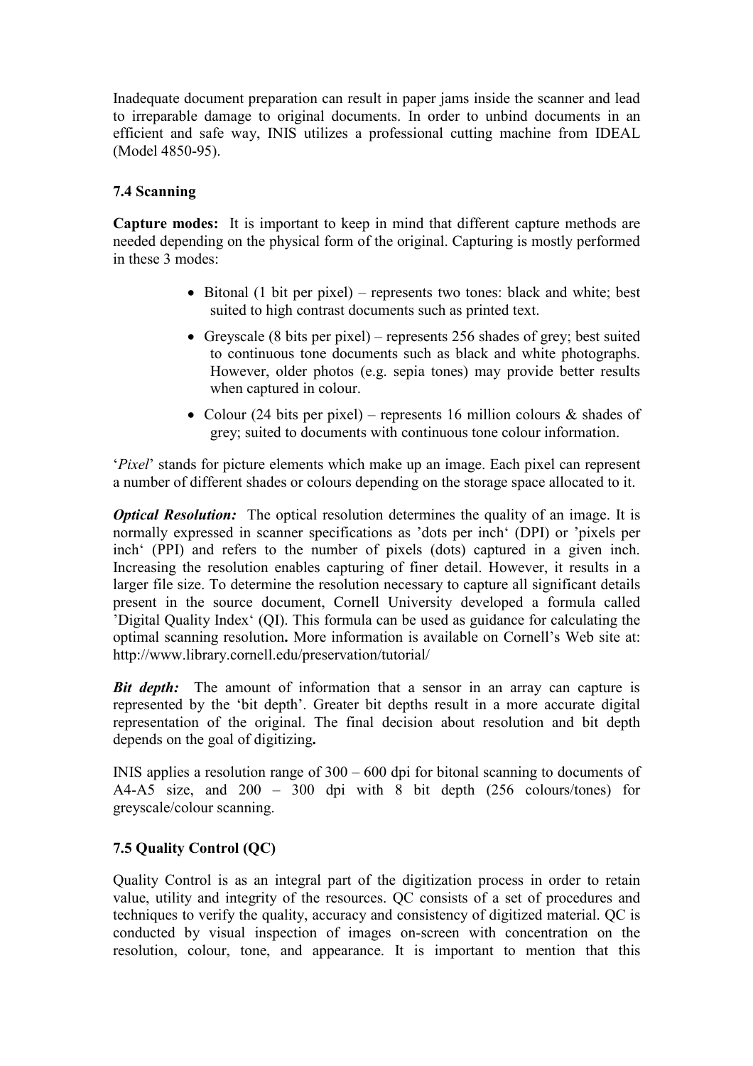Inadequate document preparation can result in paper jams inside the scanner and lead to irreparable damage to original documents. In order to unbind documents in an efficient and safe way, INIS utilizes a professional cutting machine from IDEAL (Model 4850-95).

### 7.4 Scanning

**Capture modes:** It is important to keep in mind that different capture methods are needed depending on the physical form of the original. Capturing is mostly performed in these 3 modes:

- Bitonal (1 bit per pixel) – represents two tones: black and white; best suited to high contrast documents such as printed text.
- Greyscale (8 bits per pixel) – represents 256 shades of grey; best suited to continuous tone documents such as black and white photographs. However, older photos (e.g. sepia tones) may provide better results when captured in colour.
- Colour (24 bits per pixel) – represents 16 million colours & shades of grey; suited to documents with continuous tone colour information.

'*Pixel*' stands for picture elements which make up an image. Each pixel can represent a number of different shades or colours depending on the storage space allocated to it.

***Optical Resolution:*** The optical resolution determines the quality of an image. It is normally expressed in scanner specifications as 'dots per inch' (DPI) or 'pixels per inch' (PPI) and refers to the number of pixels (dots) captured in a given inch. Increasing the resolution enables capturing of finer detail. However, it results in a larger file size. To determine the resolution necessary to capture all significant details present in the source document, Cornell University developed a formula called 'Digital Quality Index' (QI). This formula can be used as guidance for calculating the optimal scanning resolution**.** More information is available on Cornell's Web site at: http://www.library.cornell.edu/preservation/tutorial/

***Bit depth:*** The amount of information that a sensor in an array can capture is represented by the 'bit depth'. Greater bit depths result in a more accurate digital representation of the original. The final decision about resolution and bit depth depends on the goal of digitizing**.**

INIS applies a resolution range of 300 – 600 dpi for bitonal scanning to documents of A4-A5 size, and 200 – 300 dpi with 8 bit depth (256 colours/tones) for greyscale/colour scanning.

### 7.5 Quality Control (QC)

Quality Control is as an integral part of the digitization process in order to retain value, utility and integrity of the resources. QC consists of a set of procedures and techniques to verify the quality, accuracy and consistency of digitized material. QC is conducted by visual inspection of images on-screen with concentration on the resolution, colour, tone, and appearance. It is important to mention that this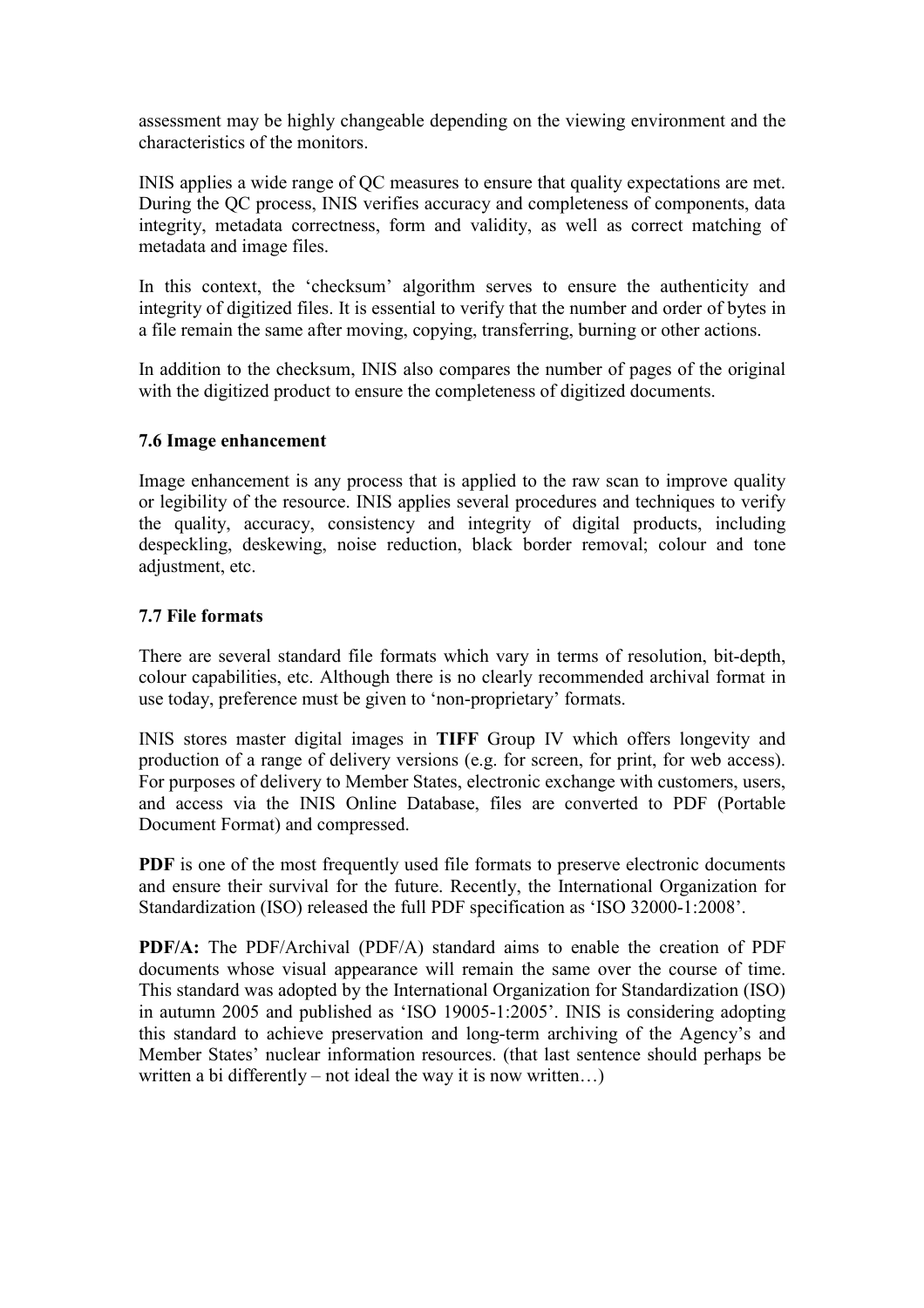assessment may be highly changeable depending on the viewing environment and the characteristics of the monitors.

INIS applies a wide range of QC measures to ensure that quality expectations are met. During the QC process, INIS verifies accuracy and completeness of components, data integrity, metadata correctness, form and validity, as well as correct matching of metadata and image files.

In this context, the 'checksum' algorithm serves to ensure the authenticity and integrity of digitized files. It is essential to verify that the number and order of bytes in a file remain the same after moving, copying, transferring, burning or other actions.

In addition to the checksum, INIS also compares the number of pages of the original with the digitized product to ensure the completeness of digitized documents.

### 7.6 Image enhancement

Image enhancement is any process that is applied to the raw scan to improve quality or legibility of the resource. INIS applies several procedures and techniques to verify the quality, accuracy, consistency and integrity of digital products, including despeckling, deskewing, noise reduction, black border removal; colour and tone adjustment, etc.

### 7.7 File formats

There are several standard file formats which vary in terms of resolution, bit-depth, colour capabilities, etc. Although there is no clearly recommended archival format in use today, preference must be given to 'non-proprietary' formats.

INIS stores master digital images in **TIFF** Group IV which offers longevity and production of a range of delivery versions (e.g. for screen, for print, for web access). For purposes of delivery to Member States, electronic exchange with customers, users, and access via the INIS Online Database, files are converted to PDF (Portable Document Format) and compressed.

**PDF** is one of the most frequently used file formats to preserve electronic documents and ensure their survival for the future. Recently, the International Organization for Standardization (ISO) released the full PDF specification as 'ISO 32000-1:2008'.

**PDF/A:** The PDF/Archival (PDF/A) standard aims to enable the creation of PDF documents whose visual appearance will remain the same over the course of time. This standard was adopted by the International Organization for Standardization (ISO) in autumn 2005 and published as 'ISO 19005-1:2005'. INIS is considering adopting this standard to achieve preservation and long-term archiving of the Agency's and Member States' nuclear information resources. (that last sentence should perhaps be written a bi differently – not ideal the way it is now written…)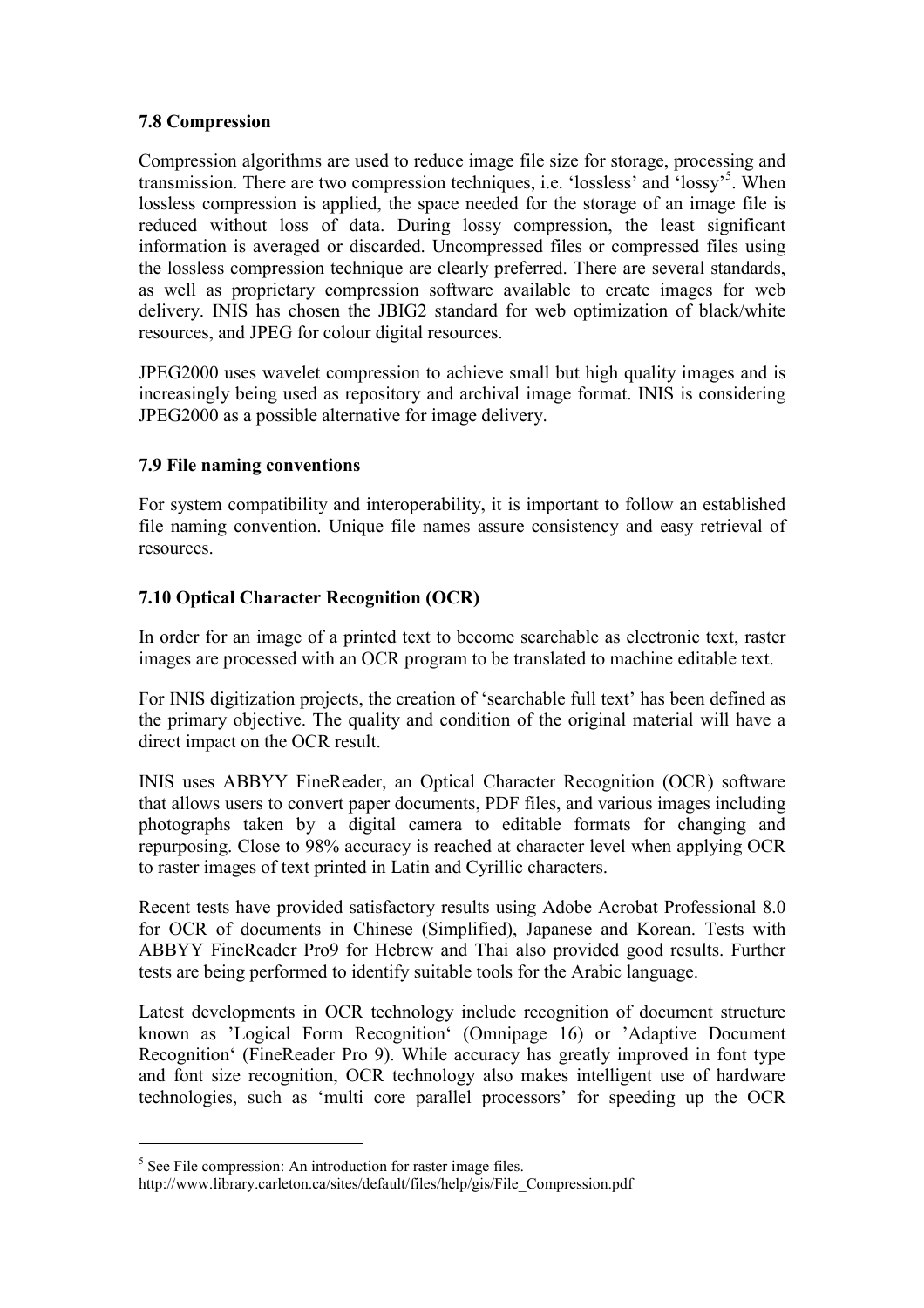### 7.8 Compression

Compression algorithms are used to reduce image file size for storage, processing and transmission. There are two compression techniques, i.e. 'lossless' and 'lossy'[5]. When lossless compression is applied, the space needed for the storage of an image file is reduced without loss of data. During lossy compression, the least significant information is averaged or discarded. Uncompressed files or compressed files using the lossless compression technique are clearly preferred. There are several standards, as well as proprietary compression software available to create images for web delivery. INIS has chosen the JBIG2 standard for web optimization of black/white resources, and JPEG for colour digital resources.

JPEG2000 uses wavelet compression to achieve small but high quality images and is increasingly being used as repository and archival image format. INIS is considering JPEG2000 as a possible alternative for image delivery.

### 7.9 File naming conventions

For system compatibility and interoperability, it is important to follow an established file naming convention. Unique file names assure consistency and easy retrieval of resources.

### 7.10 Optical Character Recognition (OCR)

In order for an image of a printed text to become searchable as electronic text, raster images are processed with an OCR program to be translated to machine editable text.

For INIS digitization projects, the creation of 'searchable full text' has been defined as the primary objective. The quality and condition of the original material will have a direct impact on the OCR result.

INIS uses ABBYY FineReader, an Optical Character Recognition (OCR) software that allows users to convert paper documents, PDF files, and various images including photographs taken by a digital camera to editable formats for changing and repurposing. Close to 98% accuracy is reached at character level when applying OCR to raster images of text printed in Latin and Cyrillic characters.

Recent tests have provided satisfactory results using Adobe Acrobat Professional 8.0 for OCR of documents in Chinese (Simplified), Japanese and Korean. Tests with ABBYY FineReader Pro9 for Hebrew and Thai also provided good results. Further tests are being performed to identify suitable tools for the Arabic language.

Latest developments in OCR technology include recognition of document structure known as 'Logical Form Recognition' (Omnipage 16) or 'Adaptive Document Recognition' (FineReader Pro 9). While accuracy has greatly improved in font type and font size recognition, OCR technology also makes intelligent use of hardware technologies, such as 'multi core parallel processors' for speeding up the OCR

---

[5] See File compression: An introduction for raster image files.
http://www.library.carleton.ca/sites/default/files/help/gis/File_Compression.pdf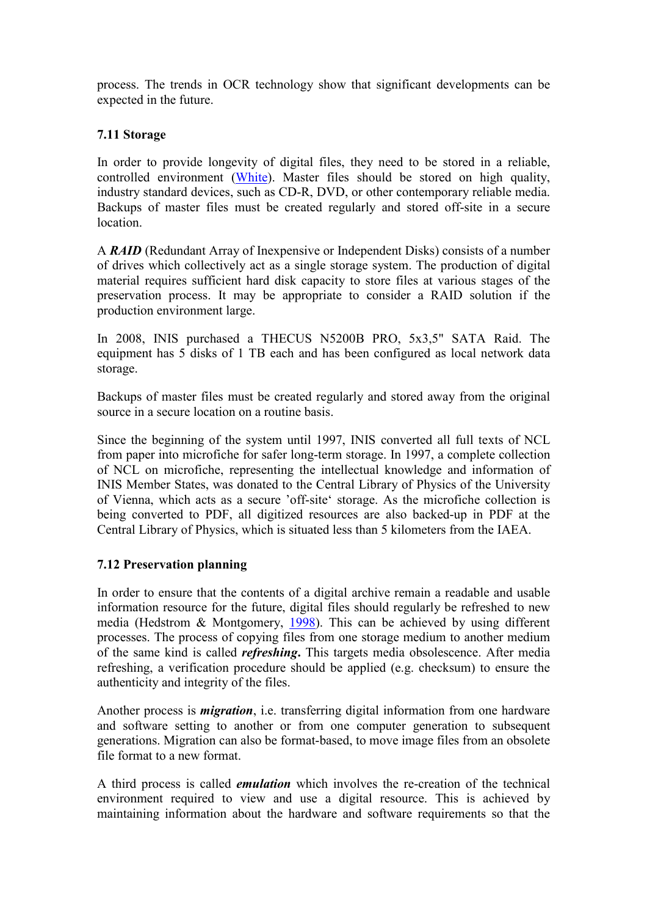process. The trends in OCR technology show that significant developments can be expected in the future.

### 7.11 Storage

In order to provide longevity of digital files, they need to be stored in a reliable, controlled environment (White). Master files should be stored on high quality, industry standard devices, such as CD-R, DVD, or other contemporary reliable media. Backups of master files must be created regularly and stored off-site in a secure location.

A ***RAID*** (Redundant Array of Inexpensive or Independent Disks) consists of a number of drives which collectively act as a single storage system. The production of digital material requires sufficient hard disk capacity to store files at various stages of the preservation process. It may be appropriate to consider a RAID solution if the production environment large.

In 2008, INIS purchased a THECUS N5200B PRO, 5x3,5" SATA Raid. The equipment has 5 disks of 1 TB each and has been configured as local network data storage.

Backups of master files must be created regularly and stored away from the original source in a secure location on a routine basis.

Since the beginning of the system until 1997, INIS converted all full texts of NCL from paper into microfiche for safer long-term storage. In 1997, a complete collection of NCL on microfiche, representing the intellectual knowledge and information of INIS Member States, was donated to the Central Library of Physics of the University of Vienna, which acts as a secure 'off-site' storage. As the microfiche collection is being converted to PDF, all digitized resources are also backed-up in PDF at the Central Library of Physics, which is situated less than 5 kilometers from the IAEA.

### 7.12 Preservation planning

In order to ensure that the contents of a digital archive remain a readable and usable information resource for the future, digital files should regularly be refreshed to new media (Hedstrom & Montgomery, 1998). This can be achieved by using different processes. The process of copying files from one storage medium to another medium of the same kind is called ***refreshing*.** This targets media obsolescence. After media refreshing, a verification procedure should be applied (e.g. checksum) to ensure the authenticity and integrity of the files.

Another process is ***migration***, i.e. transferring digital information from one hardware and software setting to another or from one computer generation to subsequent generations. Migration can also be format-based, to move image files from an obsolete file format to a new format.

A third process is called ***emulation*** which involves the re-creation of the technical environment required to view and use a digital resource. This is achieved by maintaining information about the hardware and software requirements so that the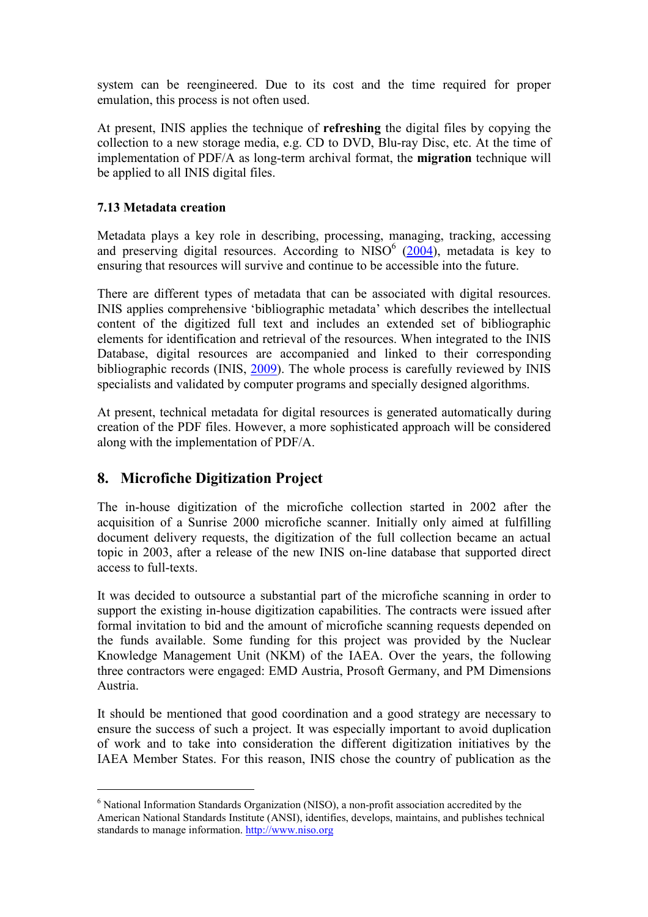system can be reengineered. Due to its cost and the time required for proper emulation, this process is not often used.

At present, INIS applies the technique of **refreshing** the digital files by copying the collection to a new storage media, e.g. CD to DVD, Blu-ray Disc, etc. At the time of implementation of PDF/A as long-term archival format, the **migration** technique will be applied to all INIS digital files.

### 7.13 Metadata creation

Metadata plays a key role in describing, processing, managing, tracking, accessing and preserving digital resources. According to NISO[6] (2004), metadata is key to ensuring that resources will survive and continue to be accessible into the future.

There are different types of metadata that can be associated with digital resources. INIS applies comprehensive 'bibliographic metadata' which describes the intellectual content of the digitized full text and includes an extended set of bibliographic elements for identification and retrieval of the resources. When integrated to the INIS Database, digital resources are accompanied and linked to their corresponding bibliographic records (INIS, 2009). The whole process is carefully reviewed by INIS specialists and validated by computer programs and specially designed algorithms.

At present, technical metadata for digital resources is generated automatically during creation of the PDF files. However, a more sophisticated approach will be considered along with the implementation of PDF/A.

## 8. Microfiche Digitization Project

The in-house digitization of the microfiche collection started in 2002 after the acquisition of a Sunrise 2000 microfiche scanner. Initially only aimed at fulfilling document delivery requests, the digitization of the full collection became an actual topic in 2003, after a release of the new INIS on-line database that supported direct access to full-texts.

It was decided to outsource a substantial part of the microfiche scanning in order to support the existing in-house digitization capabilities. The contracts were issued after formal invitation to bid and the amount of microfiche scanning requests depended on the funds available. Some funding for this project was provided by the Nuclear Knowledge Management Unit (NKM) of the IAEA. Over the years, the following three contractors were engaged: EMD Austria, Prosoft Germany, and PM Dimensions Austria.

It should be mentioned that good coordination and a good strategy are necessary to ensure the success of such a project. It was especially important to avoid duplication of work and to take into consideration the different digitization initiatives by the IAEA Member States. For this reason, INIS chose the country of publication as the

---

[6] National Information Standards Organization (NISO), a non-profit association accredited by the American National Standards Institute (ANSI), identifies, develops, maintains, and publishes technical standards to manage information. http://www.niso.org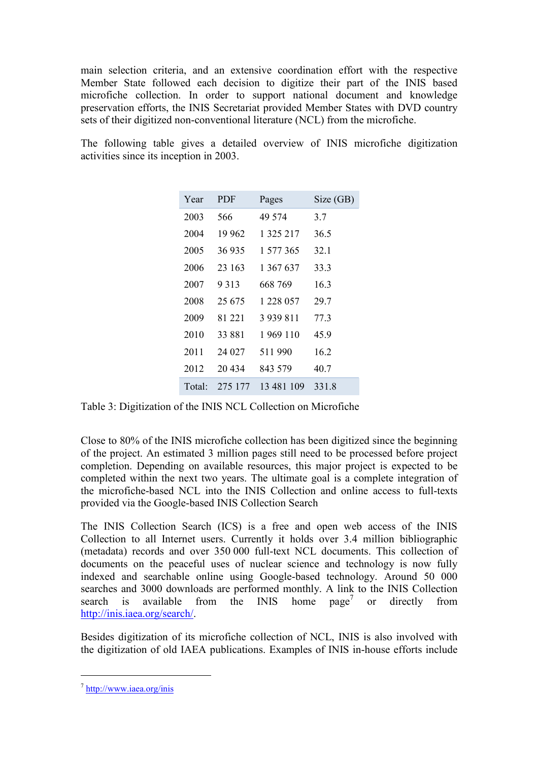main selection criteria, and an extensive coordination effort with the respective Member State followed each decision to digitize their part of the INIS based microfiche collection. In order to support national document and knowledge preservation efforts, the INIS Secretariat provided Member States with DVD country sets of their digitized non-conventional literature (NCL) from the microfiche.

The following table gives a detailed overview of INIS microfiche digitization activities since its inception in 2003.

| Year | PDF | Pages | Size (GB) |
|---|---|---|---|
| 2003 | 566 | 49 574 | 3.7 |
| 2004 | 19 962 | 1 325 217 | 36.5 |
| 2005 | 36 935 | 1 577 365 | 32.1 |
| 2006 | 23 163 | 1 367 637 | 33.3 |
| 2007 | 9 313 | 668 769 | 16.3 |
| 2008 | 25 675 | 1 228 057 | 29.7 |
| 2009 | 81 221 | 3 939 811 | 77.3 |
| 2010 | 33 881 | 1 969 110 | 45.9 |
| 2011 | 24 027 | 511 990 | 16.2 |
| 2012 | 20 434 | 843 579 | 40.7 |
| Total: | 275 177 | 13 481 109 | 331.8 |

Table 3: Digitization of the INIS NCL Collection on Microfiche

Close to 80% of the INIS microfiche collection has been digitized since the beginning of the project. An estimated 3 million pages still need to be processed before project completion. Depending on available resources, this major project is expected to be completed within the next two years. The ultimate goal is a complete integration of the microfiche-based NCL into the INIS Collection and online access to full-texts provided via the Google-based INIS Collection Search

The INIS Collection Search (ICS) is a free and open web access of the INIS Collection to all Internet users. Currently it holds over 3.4 million bibliographic (metadata) records and over 350 000 full-text NCL documents. This collection of documents on the peaceful uses of nuclear science and technology is now fully indexed and searchable online using Google-based technology. Around 50 000 searches and 3000 downloads are performed monthly. A link to the INIS Collection search is available from the INIS home page[7] or directly from http://inis.iaea.org/search/.

Besides digitization of its microfiche collection of NCL, INIS is also involved with the digitization of old IAEA publications. Examples of INIS in-house efforts include

[7] http://www.iaea.org/inis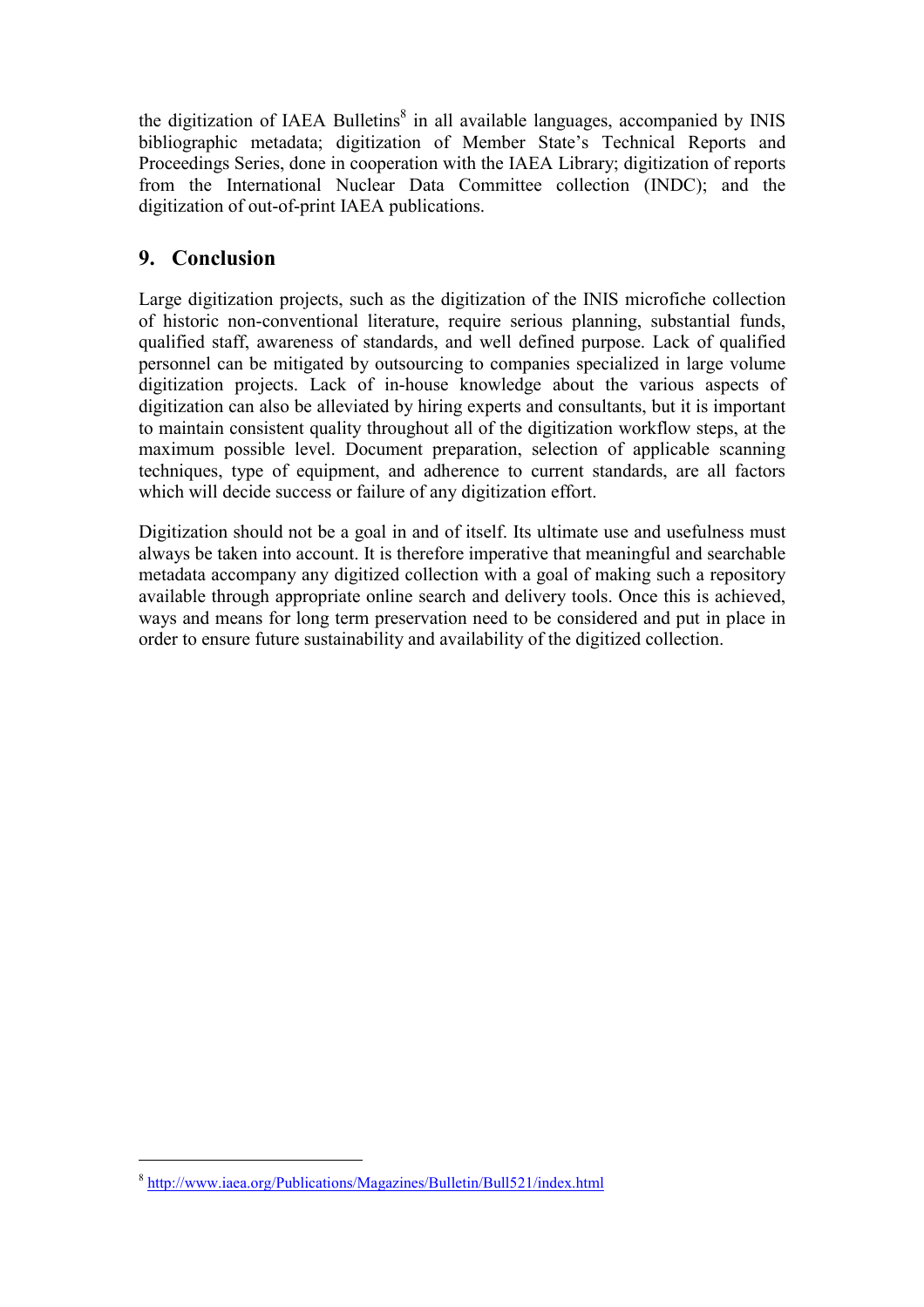the digitization of IAEA Bulletins[8] in all available languages, accompanied by INIS bibliographic metadata; digitization of Member State's Technical Reports and Proceedings Series, done in cooperation with the IAEA Library; digitization of reports from the International Nuclear Data Committee collection (INDC); and the digitization of out-of-print IAEA publications.

## 9. Conclusion

Large digitization projects, such as the digitization of the INIS microfiche collection of historic non-conventional literature, require serious planning, substantial funds, qualified staff, awareness of standards, and well defined purpose. Lack of qualified personnel can be mitigated by outsourcing to companies specialized in large volume digitization projects. Lack of in-house knowledge about the various aspects of digitization can also be alleviated by hiring experts and consultants, but it is important to maintain consistent quality throughout all of the digitization workflow steps, at the maximum possible level. Document preparation, selection of applicable scanning techniques, type of equipment, and adherence to current standards, are all factors which will decide success or failure of any digitization effort.

Digitization should not be a goal in and of itself. Its ultimate use and usefulness must always be taken into account. It is therefore imperative that meaningful and searchable metadata accompany any digitized collection with a goal of making such a repository available through appropriate online search and delivery tools. Once this is achieved, ways and means for long term preservation need to be considered and put in place in order to ensure future sustainability and availability of the digitized collection.

---

[8] http://www.iaea.org/Publications/Magazines/Bulletin/Bull521/index.html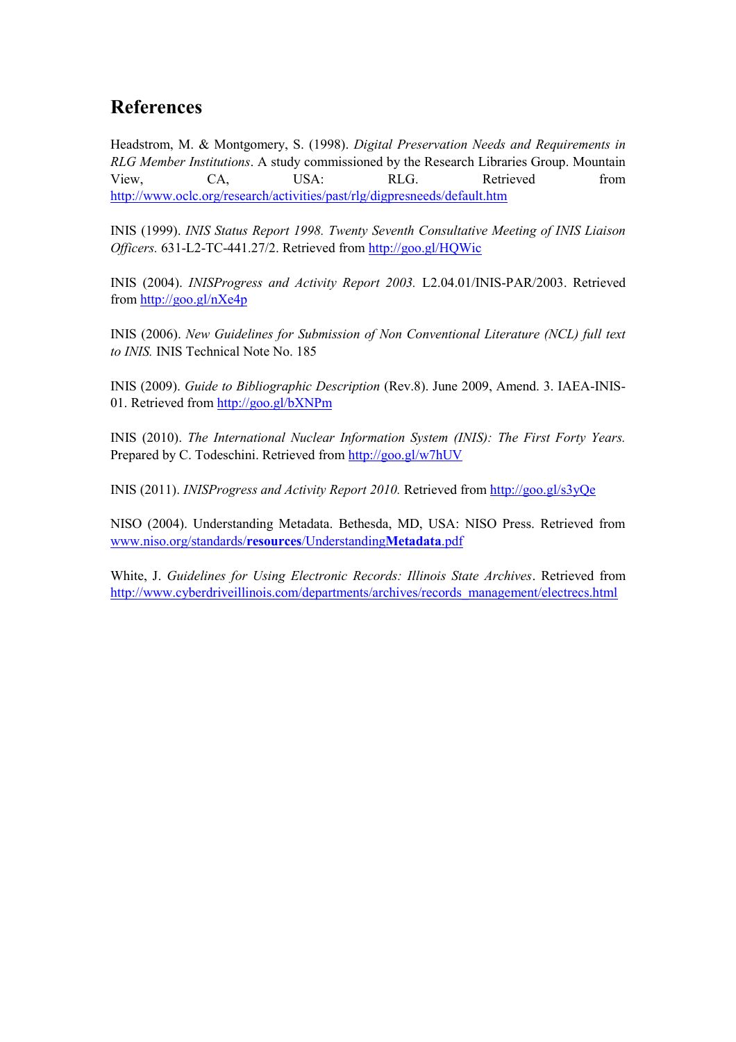# References

Headstrom, M. & Montgomery, S. (1998). *Digital Preservation Needs and Requirements in RLG Member Institutions*. A study commissioned by the Research Libraries Group. Mountain View, CA, USA: RLG. Retrieved from http://www.oclc.org/research/activities/past/rlg/digpresneeds/default.htm

INIS (1999). *INIS Status Report 1998. Twenty Seventh Consultative Meeting of INIS Liaison Officers.* 631-L2-TC-441.27/2. Retrieved from http://goo.gl/HQWic

INIS (2004). *INISProgress and Activity Report 2003.* L2.04.01/INIS-PAR/2003. Retrieved from http://goo.gl/nXe4p

INIS (2006). *New Guidelines for Submission of Non Conventional Literature (NCL) full text to INIS.* INIS Technical Note No. 185

INIS (2009). *Guide to Bibliographic Description* (Rev.8). June 2009, Amend. 3. IAEA-INIS-01. Retrieved from http://goo.gl/bXNPm

INIS (2010). *The International Nuclear Information System (INIS): The First Forty Years.* Prepared by C. Todeschini. Retrieved from http://goo.gl/w7hUV

INIS (2011). *INISProgress and Activity Report 2010.* Retrieved from http://goo.gl/s3yQe

NISO (2004). Understanding Metadata. Bethesda, MD, USA: NISO Press. Retrieved from www.niso.org/standards/**resources**/Understanding**Metadata**.pdf

White, J. *Guidelines for Using Electronic Records: Illinois State Archives*. Retrieved from http://www.cyberdriveillinois.com/departments/archives/records_management/electrecs.html